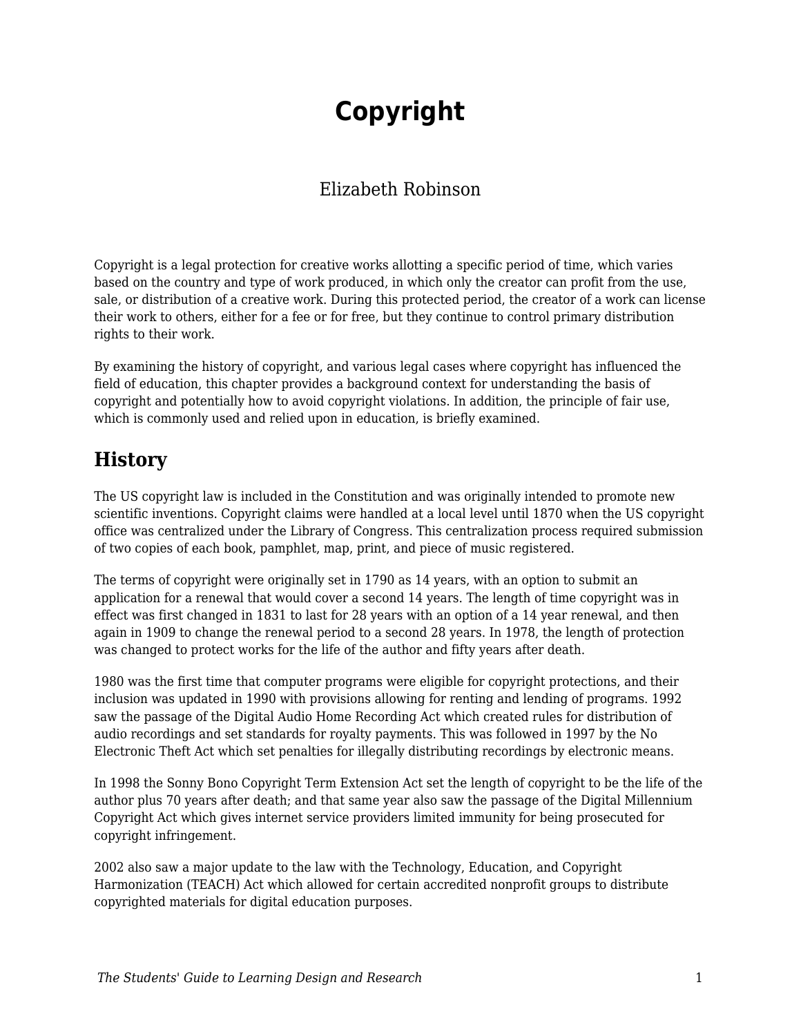# Copyright

Elizabeth Robinson

Copyright is a legal protection for creative works allotting a specific period of time, which varies based on the country and type of work produced, in which only the creator can profit from the use, sale, or distribution of a creative work. During this protected period, the creator of a work can license their work to others, either for a fee or for free, but they continue to control primary distribution rights to their work.

By examining the history of copyright, and various legal cases where copyright has influenced the field of education, this chapter provides a background context for understanding the basis of copyright and potentially how to avoid copyright violations. In addition, the principle of fair use, which is commonly used and relied upon in education, is briefly examined.

## History

The US copyright law is included in the Constitution and was originally intended to promote new scientific inventions. Copyright claims were handled at a local level until 1870 when the US copyright office was centralized under the Library of Congress. This centralization process required submission of two copies of each book, pamphlet, map, print, and piece of music registered.

The terms of copyright were originally set in 1790 as 14 years, with an option to submit an application for a renewal that would cover a second 14 years. The length of time copyright was in effect was first changed in 1831 to last for 28 years with an option of a 14 year renewal, and then again in 1909 to change the renewal period to a second 28 years. In 1978, the length of protection was changed to protect works for the life of the author and fifty years after death.

1980 was the first time that computer programs were eligible for copyright protections, and their inclusion was updated in 1990 with provisions allowing for renting and lending of programs. 1992 saw the passage of the Digital Audio Home Recording Act which created rules for distribution of audio recordings and set standards for royalty payments. This was followed in 1997 by the No Electronic Theft Act which set penalties for illegally distributing recordings by electronic means.

In 1998 the Sonny Bono Copyright Term Extension Act set the length of copyright to be the life of the author plus 70 years after death; and that same year also saw the passage of the Digital Millennium Copyright Act which gives internet service providers limited immunity for being prosecuted for copyright infringement.

2002 also saw a major update to the law with the Technology, Education, and Copyright Harmonization (TEACH) Act which allowed for certain accredited nonprofit groups to distribute copyrighted materials for digital education purposes.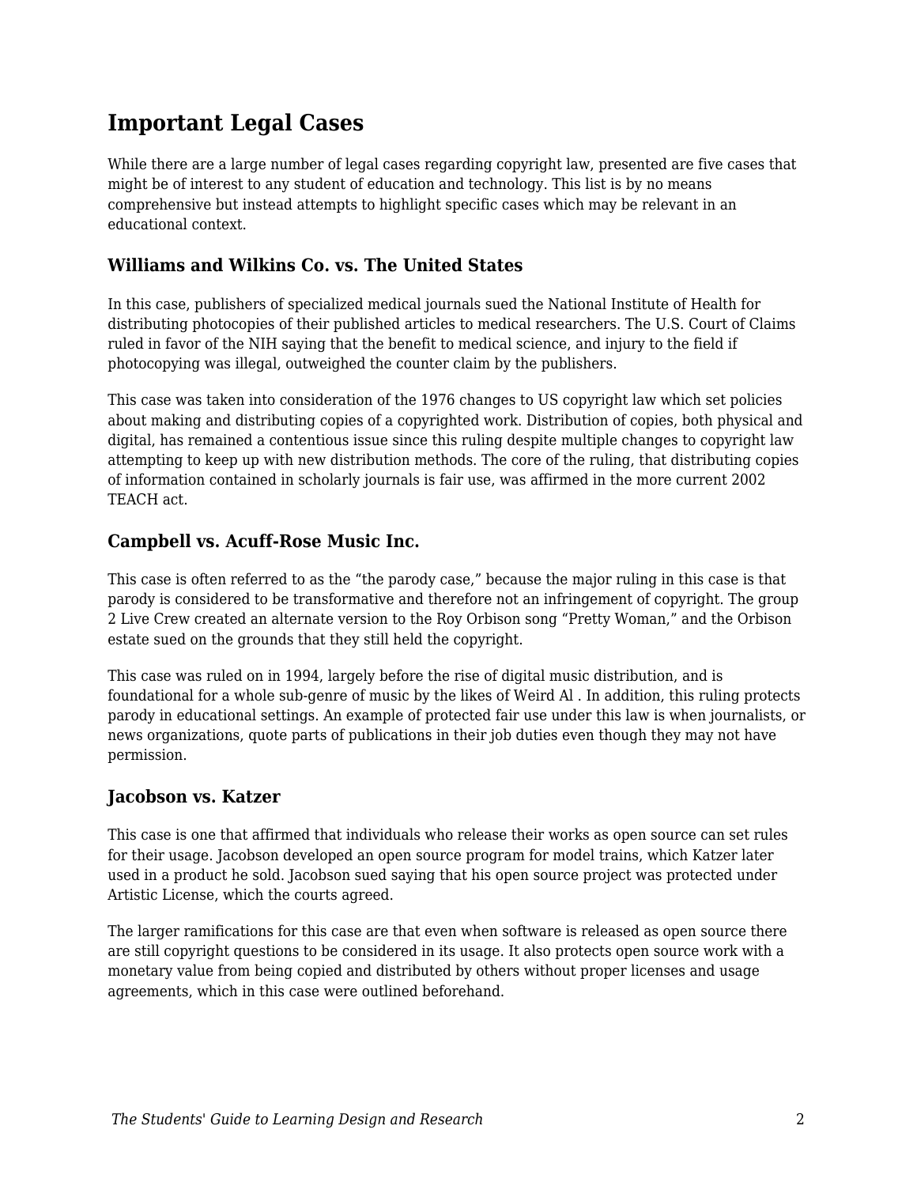## Important Legal Cases

While there are a large number of legal cases regarding copyright law, presented are five cases that might be of interest to any student of education and technology. This list is by no means comprehensive but instead attempts to highlight specific cases which may be relevant in an educational context.

### Williams and Wilkins Co. vs. The United States

In this case, publishers of specialized medical journals sued the National Institute of Health for distributing photocopies of their published articles to medical researchers. The U.S. Court of Claims ruled in favor of the NIH saying that the benefit to medical science, and injury to the field if photocopying was illegal, outweighed the counter claim by the publishers.

This case was taken into consideration of the 1976 changes to US copyright law which set policies about making and distributing copies of a copyrighted work. Distribution of copies, both physical and digital, has remained a contentious issue since this ruling despite multiple changes to copyright law attempting to keep up with new distribution methods. The core of the ruling, that distributing copies of information contained in scholarly journals is fair use, was affirmed in the more current 2002 TEACH act.

### Campbell vs. Acuff-Rose Music Inc.

This case is often referred to as the "the parody case," because the major ruling in this case is that parody is considered to be transformative and therefore not an infringement of copyright. The group 2 Live Crew created an alternate version to the Roy Orbison song "Pretty Woman," and the Orbison estate sued on the grounds that they still held the copyright.

This case was ruled on in 1994, largely before the rise of digital music distribution, and is foundational for a whole sub-genre of music by the likes of Weird Al . In addition, this ruling protects parody in educational settings. An example of protected fair use under this law is when journalists, or news organizations, quote parts of publications in their job duties even though they may not have permission.

### Jacobson vs. Katzer

This case is one that affirmed that individuals who release their works as open source can set rules for their usage. Jacobson developed an open source program for model trains, which Katzer later used in a product he sold. Jacobson sued saying that his open source project was protected under Artistic License, which the courts agreed.

The larger ramifications for this case are that even when software is released as open source there are still copyright questions to be considered in its usage. It also protects open source work with a monetary value from being copied and distributed by others without proper licenses and usage agreements, which in this case were outlined beforehand.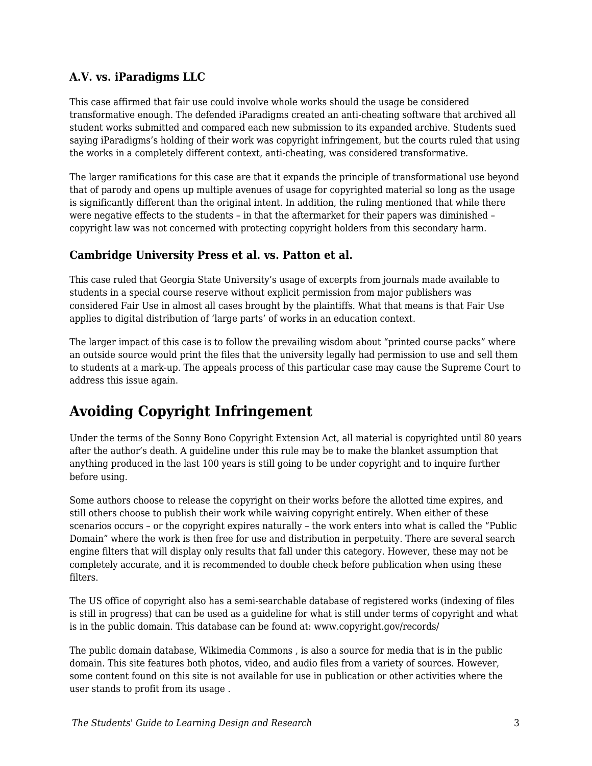### A.V. vs. iParadigms LLC

This case affirmed that fair use could involve whole works should the usage be considered transformative enough. The defended iParadigms created an anti-cheating software that archived all student works submitted and compared each new submission to its expanded archive. Students sued saying iParadigms's holding of their work was copyright infringement, but the courts ruled that using the works in a completely different context, anti-cheating, was considered transformative.

The larger ramifications for this case are that it expands the principle of transformational use beyond that of parody and opens up multiple avenues of usage for copyrighted material so long as the usage is significantly different than the original intent. In addition, the ruling mentioned that while there were negative effects to the students – in that the aftermarket for their papers was diminished – copyright law was not concerned with protecting copyright holders from this secondary harm.

### Cambridge University Press et al. vs. Patton et al.

This case ruled that Georgia State University's usage of excerpts from journals made available to students in a special course reserve without explicit permission from major publishers was considered Fair Use in almost all cases brought by the plaintiffs. What that means is that Fair Use applies to digital distribution of 'large parts' of works in an education context.

The larger impact of this case is to follow the prevailing wisdom about "printed course packs" where an outside source would print the files that the university legally had permission to use and sell them to students at a mark-up. The appeals process of this particular case may cause the Supreme Court to address this issue again.

## Avoiding Copyright Infringement

Under the terms of the Sonny Bono Copyright Extension Act, all material is copyrighted until 80 years after the author's death. A guideline under this rule may be to make the blanket assumption that anything produced in the last 100 years is still going to be under copyright and to inquire further before using.

Some authors choose to release the copyright on their works before the allotted time expires, and still others choose to publish their work while waiving copyright entirely. When either of these scenarios occurs – or the copyright expires naturally – the work enters into what is called the "Public Domain" where the work is then free for use and distribution in perpetuity. There are several search engine filters that will display only results that fall under this category. However, these may not be completely accurate, and it is recommended to double check before publication when using these filters.

The US office of copyright also has a semi-searchable database of registered works (indexing of files is still in progress) that can be used as a guideline for what is still under terms of copyright and what is in the public domain. This database can be found at: www.copyright.gov/records/

The public domain database, Wikimedia Commons , is also a source for media that is in the public domain. This site features both photos, video, and audio files from a variety of sources. However, some content found on this site is not available for use in publication or other activities where the user stands to profit from its usage .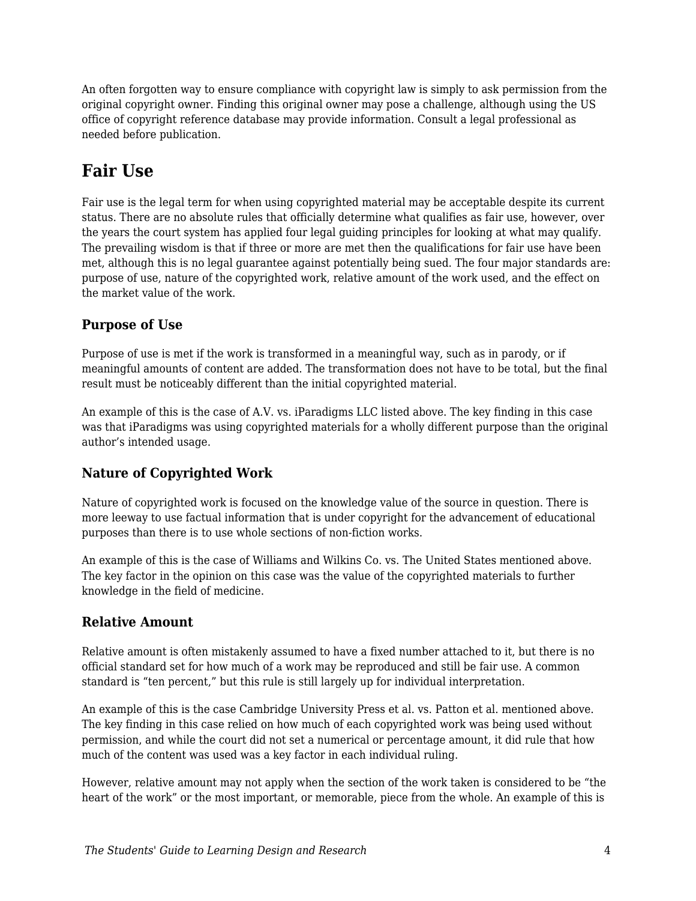An often forgotten way to ensure compliance with copyright law is simply to ask permission from the original copyright owner. Finding this original owner may pose a challenge, although using the US office of copyright reference database may provide information. Consult a legal professional as needed before publication.

## Fair Use

Fair use is the legal term for when using copyrighted material may be acceptable despite its current status. There are no absolute rules that officially determine what qualifies as fair use, however, over the years the court system has applied four legal guiding principles for looking at what may qualify. The prevailing wisdom is that if three or more are met then the qualifications for fair use have been met, although this is no legal guarantee against potentially being sued. The four major standards are: purpose of use, nature of the copyrighted work, relative amount of the work used, and the effect on the market value of the work.

### Purpose of Use

Purpose of use is met if the work is transformed in a meaningful way, such as in parody, or if meaningful amounts of content are added. The transformation does not have to be total, but the final result must be noticeably different than the initial copyrighted material.

An example of this is the case of A.V. vs. iParadigms LLC listed above. The key finding in this case was that iParadigms was using copyrighted materials for a wholly different purpose than the original author's intended usage.

### Nature of Copyrighted Work

Nature of copyrighted work is focused on the knowledge value of the source in question. There is more leeway to use factual information that is under copyright for the advancement of educational purposes than there is to use whole sections of non-fiction works.

An example of this is the case of Williams and Wilkins Co. vs. The United States mentioned above. The key factor in the opinion on this case was the value of the copyrighted materials to further knowledge in the field of medicine.

### Relative Amount

Relative amount is often mistakenly assumed to have a fixed number attached to it, but there is no official standard set for how much of a work may be reproduced and still be fair use. A common standard is "ten percent," but this rule is still largely up for individual interpretation.

An example of this is the case Cambridge University Press et al. vs. Patton et al. mentioned above. The key finding in this case relied on how much of each copyrighted work was being used without permission, and while the court did not set a numerical or percentage amount, it did rule that how much of the content was used was a key factor in each individual ruling.

However, relative amount may not apply when the section of the work taken is considered to be "the heart of the work" or the most important, or memorable, piece from the whole. An example of this is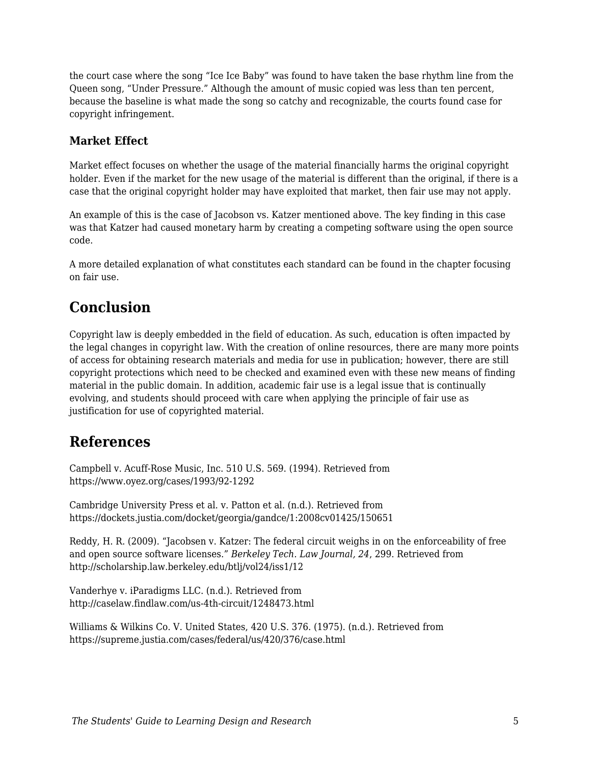the court case where the song "Ice Ice Baby" was found to have taken the base rhythm line from the Queen song, "Under Pressure." Although the amount of music copied was less than ten percent, because the baseline is what made the song so catchy and recognizable, the courts found case for copyright infringement.

### Market Effect

Market effect focuses on whether the usage of the material financially harms the original copyright holder. Even if the market for the new usage of the material is different than the original, if there is a case that the original copyright holder may have exploited that market, then fair use may not apply.

An example of this is the case of Jacobson vs. Katzer mentioned above. The key finding in this case was that Katzer had caused monetary harm by creating a competing software using the open source code.

A more detailed explanation of what constitutes each standard can be found in the chapter focusing on fair use.

## Conclusion

Copyright law is deeply embedded in the field of education. As such, education is often impacted by the legal changes in copyright law. With the creation of online resources, there are many more points of access for obtaining research materials and media for use in publication; however, there are still copyright protections which need to be checked and examined even with these new means of finding material in the public domain. In addition, academic fair use is a legal issue that is continually evolving, and students should proceed with care when applying the principle of fair use as justification for use of copyrighted material.

## References

Campbell v. Acuff-Rose Music, Inc. 510 U.S. 569. (1994). Retrieved from https://www.oyez.org/cases/1993/92-1292

Cambridge University Press et al. v. Patton et al. (n.d.). Retrieved from https://dockets.justia.com/docket/georgia/gandce/1:2008cv01425/150651

Reddy, H. R. (2009). "Jacobsen v. Katzer: The federal circuit weighs in on the enforceability of free and open source software licenses." *Berkeley Tech. Law Journal, 24*, 299. Retrieved from http://scholarship.law.berkeley.edu/btlj/vol24/iss1/12

Vanderhye v. iParadigms LLC. (n.d.). Retrieved from http://caselaw.findlaw.com/us-4th-circuit/1248473.html

Williams & Wilkins Co. V. United States, 420 U.S. 376. (1975). (n.d.). Retrieved from https://supreme.justia.com/cases/federal/us/420/376/case.html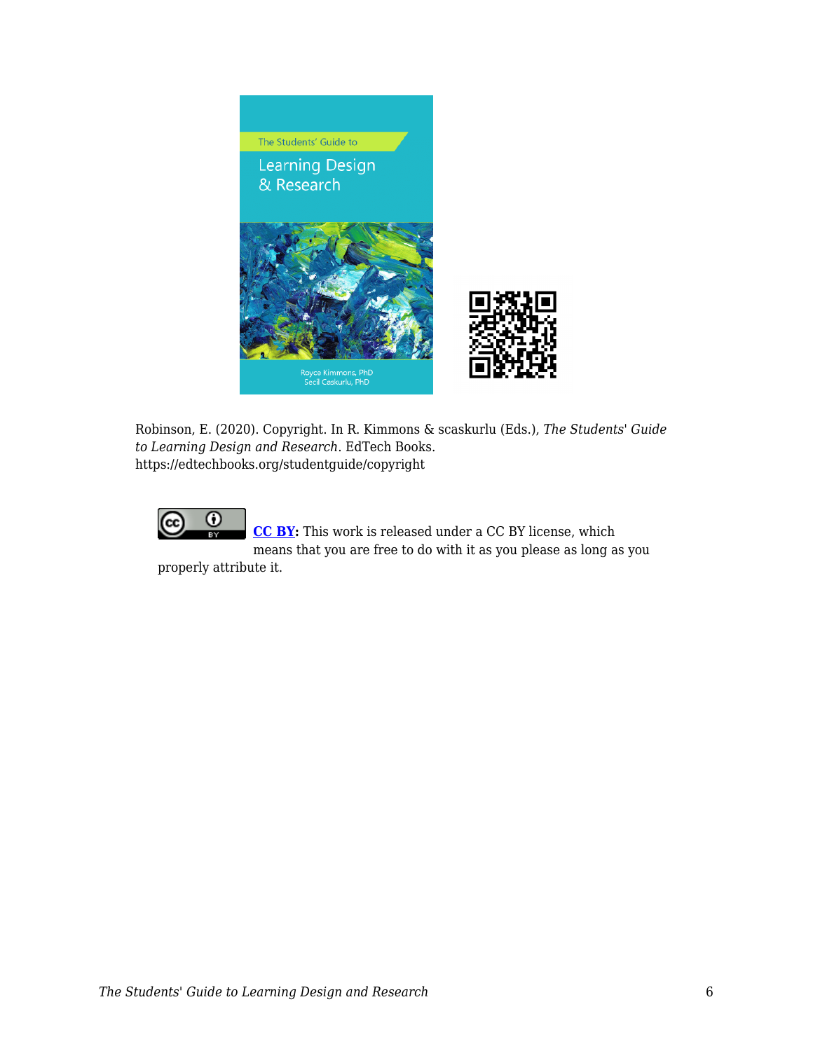Robinson, E. (2020). Copyright. In R. Kimmons & scaskurlu (Eds.), *The Students' Guide to Learning Design and Research*. EdTech Books. https://edtechbooks.org/studentguide/copyright

**CC BY:** This work is released under a CC BY license, which means that you are free to do with it as you please as long as you properly attribute it.